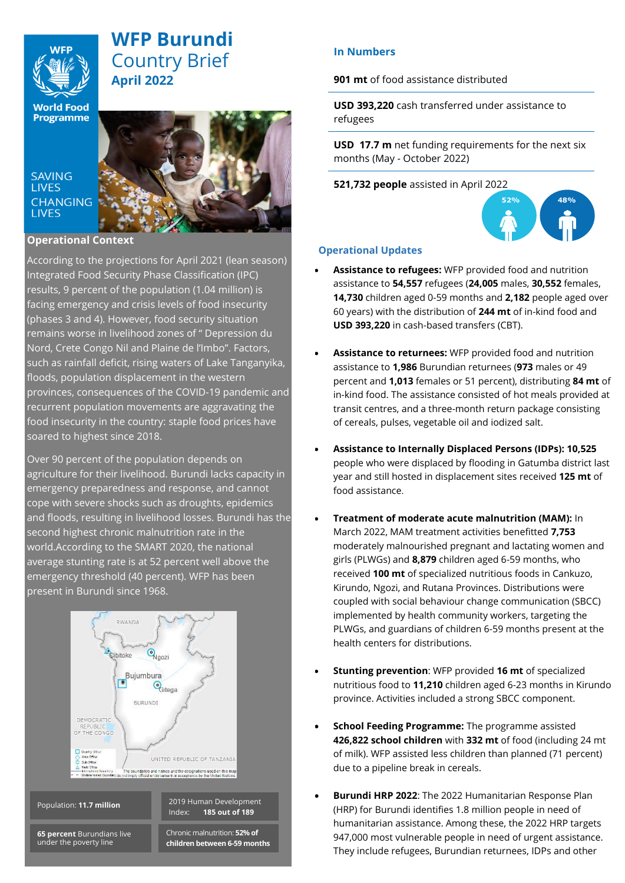# WFP Burundi Country Brief
## April 2022

SAVING LIVES
CHANGING LIVES

## Operational Context

According to the projections for April 2021 (lean season) Integrated Food Security Phase Classification (IPC) results, 9 percent of the population (1.04 million) is facing emergency and crisis levels of food insecurity (phases 3 and 4). However, food security situation remains worse in livelihood zones of " Depression du Nord, Crete Congo Nil and Plaine de l'Imbo". Factors, such as rainfall deficit, rising waters of Lake Tanganyika, floods, population displacement in the western provinces, consequences of the COVID-19 pandemic and recurrent population movements are aggravating the food insecurity in the country: staple food prices have soared to highest since 2018.

Over 90 percent of the population depends on agriculture for their livelihood. Burundi lacks capacity in emergency preparedness and response, and cannot cope with severe shocks such as droughts, epidemics and floods, resulting in livelihood losses. Burundi has the second highest chronic malnutrition rate in the world.According to the SMART 2020, the national average stunting rate is at 52 percent well above the emergency threshold (40 percent). WFP has been present in Burundi since 1968.

| | |
|---|---|
| Population: **11.7 million** | 2019 Human Development Index: **185 out of 189** |
| **65 percent** Burundians live under the poverty line | Chronic malnutrition: **52% of children between 6-59 months** |

## In Numbers

**901 mt** of food assistance distributed

**USD 393,220** cash transferred under assistance to refugees

**USD 17.7 m** net funding requirements for the next six months (May - October 2022)

**521,732 people** assisted in April 2022

52% 48%

## Operational Updates

- **Assistance to refugees:** WFP provided food and nutrition assistance to **54,557** refugees (**24,005** males, **30,552** females, **14,730** children aged 0-59 months and **2,182** people aged over 60 years) with the distribution of **244 mt** of in-kind food and **USD 393,220** in cash-based transfers (CBT).

- **Assistance to returnees:** WFP provided food and nutrition assistance to **1,986** Burundian returnees (**973** males or 49 percent and **1,013** females or 51 percent), distributing **84 mt** of in-kind food. The assistance consisted of hot meals provided at transit centres, and a three-month return package consisting of cereals, pulses, vegetable oil and iodized salt.

- **Assistance to Internally Displaced Persons (IDPs): 10,525** people who were displaced by flooding in Gatumba district last year and still hosted in displacement sites received **125 mt** of food assistance.

- **Treatment of moderate acute malnutrition (MAM):** In March 2022, MAM treatment activities benefitted **7,753** moderately malnourished pregnant and lactating women and girls (PLWGs) and **8,879** children aged 6-59 months, who received **100 mt** of specialized nutritious foods in Cankuzo, Kirundo, Ngozi, and Rutana Provinces. Distributions were coupled with social behaviour change communication (SBCC) implemented by health community workers, targeting the PLWGs, and guardians of children 6-59 months present at the health centers for distributions.

- **Stunting prevention**: WFP provided **16 mt** of specialized nutritious food to **11,210** children aged 6-23 months in Kirundo province. Activities included a strong SBCC component.

- **School Feeding Programme:** The programme assisted **426,822 school children** with **332 mt** of food (including 24 mt of milk). WFP assisted less children than planned (71 percent) due to a pipeline break in cereals.

- **Burundi HRP 2022**: The 2022 Humanitarian Response Plan (HRP) for Burundi identifies 1.8 million people in need of humanitarian assistance. Among these, the 2022 HRP targets 947,000 most vulnerable people in need of urgent assistance. They include refugees, Burundian returnees, IDPs and other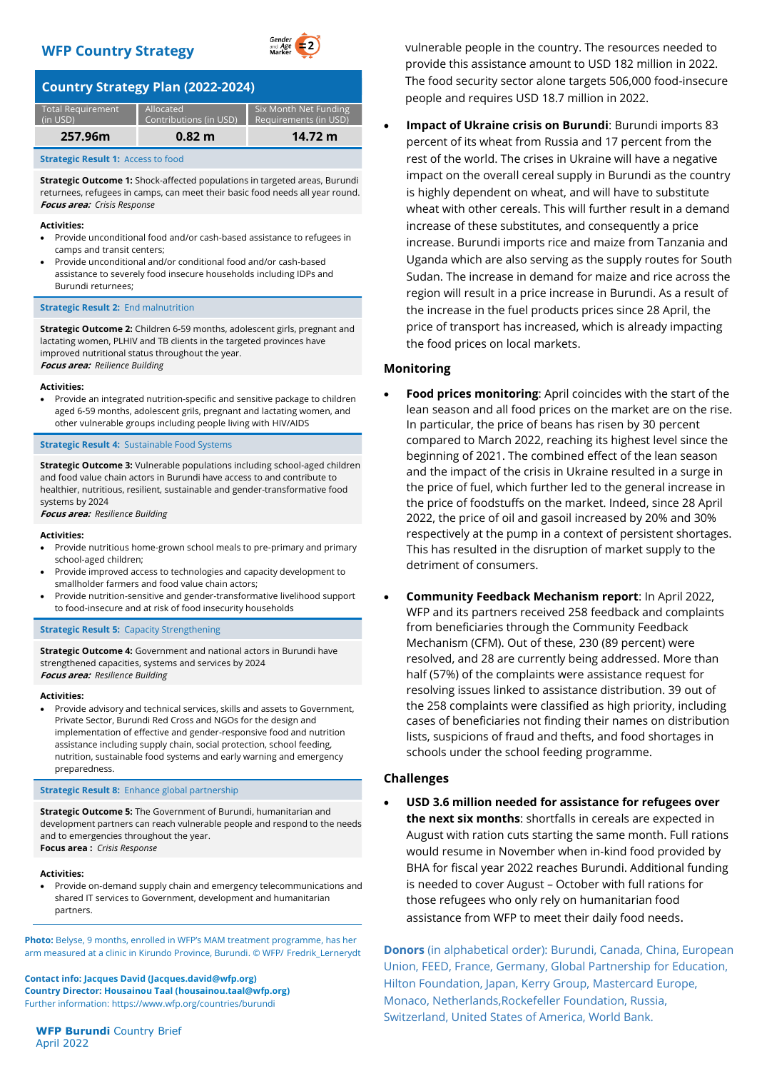## WFP Country Strategy

### Country Strategy Plan (2022-2024)

| Total Requirement (in USD) | Allocated Contributions (in USD) | Six Month Net Funding Requirements (in USD) |
|---|---|---|
| 257.96m | 0.82 m | 14.72 m |

**Strategic Result 1:** Access to food

**Strategic Outcome 1:** Shock-affected populations in targeted areas, Burundi returnees, refugees in camps, can meet their basic food needs all year round.
***Focus area:*** *Crisis Response*

**Activities:**

- Provide unconditional food and/or cash-based assistance to refugees in camps and transit centers;
- Provide unconditional and/or conditional food and/or cash-based assistance to severely food insecure households including IDPs and Burundi returnees;

**Strategic Result 2:** End malnutrition

**Strategic Outcome 2:** Children 6-59 months, adolescent girls, pregnant and lactating women, PLHIV and TB clients in the targeted provinces have improved nutritional status throughout the year.
***Focus area:*** *Reilience Building*

**Activities:**

- Provide an integrated nutrition-specific and sensitive package to children aged 6-59 months, adolescent grils, pregnant and lactating women, and other vulnerable groups including people living with HIV/AIDS

**Strategic Result 4:** Sustainable Food Systems

**Strategic Outcome 3:** Vulnerable populations including school-aged children and food value chain actors in Burundi have access to and contribute to healthier, nutritious, resilient, sustainable and gender-transformative food systems by 2024
***Focus area:*** *Resilience Building*

**Activities:**

- Provide nutritious home-grown school meals to pre-primary and primary school-aged children;
- Provide improved access to technologies and capacity development to smallholder farmers and food value chain actors;
- Provide nutrition-sensitive and gender-transformative livelihood support to food-insecure and at risk of food insecurity households

**Strategic Result 5:** Capacity Strengthening

**Strategic Outcome 4:** Government and national actors in Burundi have strengthened capacities, systems and services by 2024
***Focus area:*** *Resilience Building*

**Activities:**

- Provide advisory and technical services, skills and assets to Government, Private Sector, Burundi Red Cross and NGOs for the design and implementation of effective and gender-responsive food and nutrition assistance including supply chain, social protection, school feeding, nutrition, sustainable food systems and early warning and emergency preparedness.

**Strategic Result 8:** Enhance global partnership

**Strategic Outcome 5:** The Government of Burundi, humanitarian and development partners can reach vulnerable people and respond to the needs and to emergencies throughout the year.
**Focus area :** *Crisis Response*

**Activities:**

- Provide on-demand supply chain and emergency telecommunications and shared IT services to Government, development and humanitarian partners.

**Photo:** Belyse, 9 months, enrolled in WFP's MAM treatment programme, has her arm measured at a clinic in Kirundo Province, Burundi. © WFP/ Fredrik_Lernerydt

**Contact info: Jacques David (Jacques.david@wfp.org)**
**Country Director: Housainou Taal (housainou.taal@wfp.org)**
Further information: https://www.wfp.org/countries/burundi

vulnerable people in the country. The resources needed to provide this assistance amount to USD 182 million in 2022. The food security sector alone targets 506,000 food-insecure people and requires USD 18.7 million in 2022.

- **Impact of Ukraine crisis on Burundi**: Burundi imports 83 percent of its wheat from Russia and 17 percent from the rest of the world. The crises in Ukraine will have a negative impact on the overall cereal supply in Burundi as the country is highly dependent on wheat, and will have to substitute wheat with other cereals. This will further result in a demand increase of these substitutes, and consequently a price increase. Burundi imports rice and maize from Tanzania and Uganda which are also serving as the supply routes for South Sudan. The increase in demand for maize and rice across the region will result in a price increase in Burundi. As a result of the increase in the fuel products prices since 28 April, the price of transport has increased, which is already impacting the food prices on local markets.

## Monitoring

- **Food prices monitoring**: April coincides with the start of the lean season and all food prices on the market are on the rise. In particular, the price of beans has risen by 30 percent compared to March 2022, reaching its highest level since the beginning of 2021. The combined effect of the lean season and the impact of the crisis in Ukraine resulted in a surge in the price of fuel, which further led to the general increase in the price of foodstuffs on the market. Indeed, since 28 April 2022, the price of oil and gasoil increased by 20% and 30% respectively at the pump in a context of persistent shortages. This has resulted in the disruption of market supply to the detriment of consumers.

- **Community Feedback Mechanism report**: In April 2022, WFP and its partners received 258 feedback and complaints from beneficiaries through the Community Feedback Mechanism (CFM). Out of these, 230 (89 percent) were resolved, and 28 are currently being addressed. More than half (57%) of the complaints were assistance request for resolving issues linked to assistance distribution. 39 out of the 258 complaints were classified as high priority, including cases of beneficiaries not finding their names on distribution lists, suspicions of fraud and thefts, and food shortages in schools under the school feeding programme.

## Challenges

- **USD 3.6 million needed for assistance for refugees over the next six months**: shortfalls in cereals are expected in August with ration cuts starting the same month. Full rations would resume in November when in-kind food provided by BHA for fiscal year 2022 reaches Burundi. Additional funding is needed to cover August – October with full rations for those refugees who only rely on humanitarian food assistance from WFP to meet their daily food needs.

**Donors** (in alphabetical order): Burundi, Canada, China, European Union, FEED, France, Germany, Global Partnership for Education, Hilton Foundation, Japan, Kerry Group, Mastercard Europe, Monaco, Netherlands,Rockefeller Foundation, Russia, Switzerland, United States of America, World Bank.